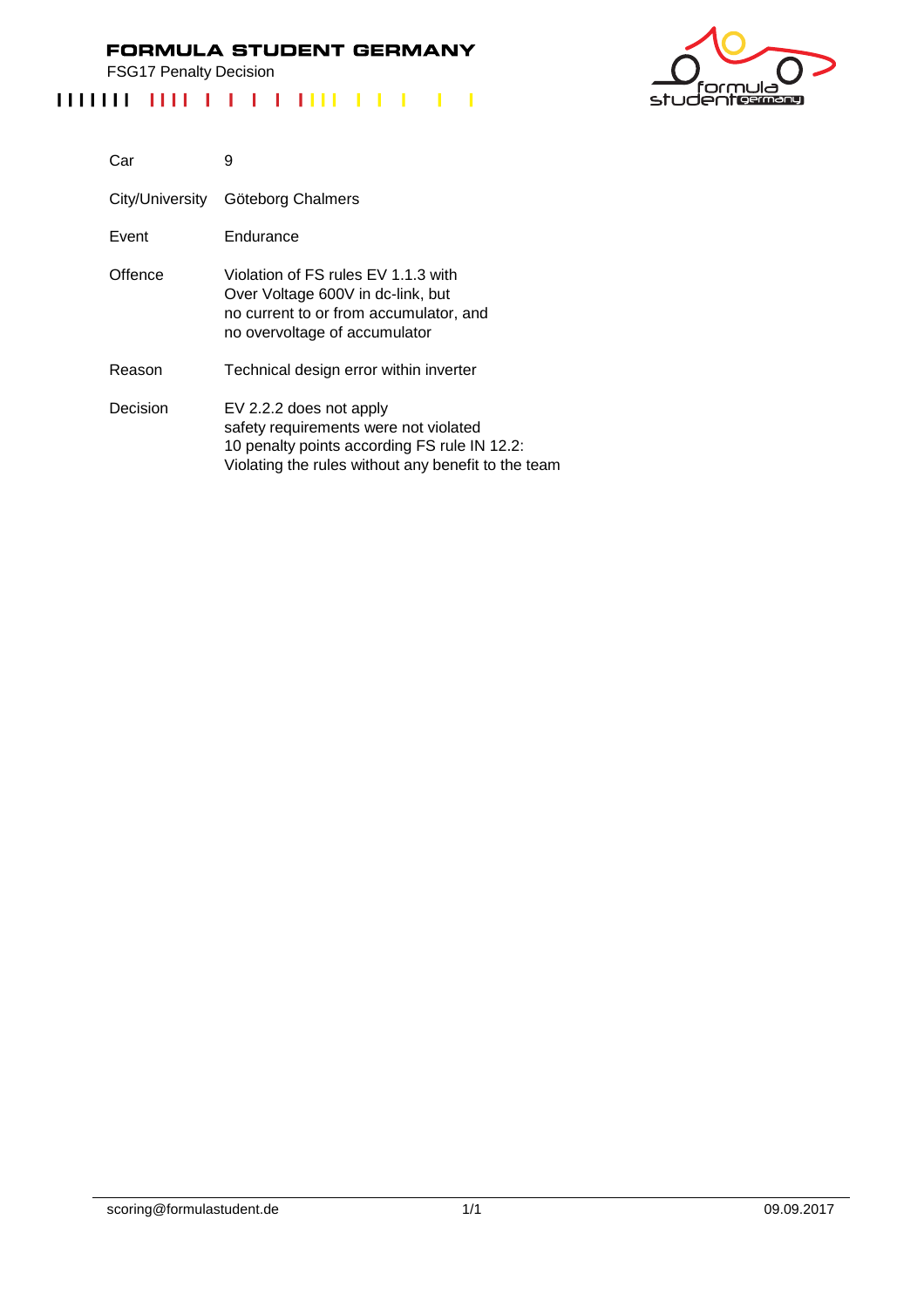# FORMULA STUDENT GERMANY

FSG17 Penalty Decision

| | |
|---|---|
| Car | 9 |
| City/University | Göteborg Chalmers |
| Event | Endurance |
| Offence | Violation of FS rules EV 1.1.3 with Over Voltage 600V in dc-link, but no current to or from accumulator, and no overvoltage of accumulator |
| Reason | Technical design error within inverter |
| Decision | EV 2.2.2 does not apply<br>safety requirements were not violated<br>10 penalty points according FS rule IN 12.2:<br>Violating the rules without any benefit to the team |

scoring@formulastudent.de 09.09.2017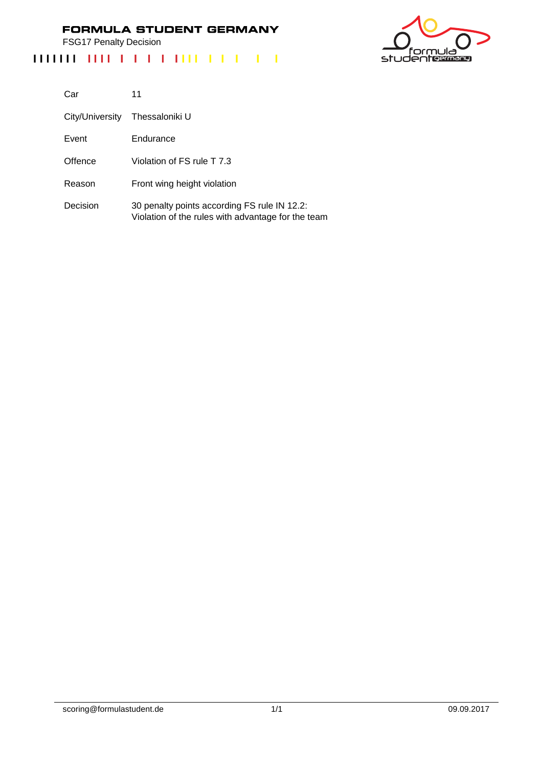# FORMULA STUDENT GERMANY

FSG17 Penalty Decision

| | |
|---|---|
| Car | 11 |
| City/University | Thessaloniki U |
| Event | Endurance |
| Offence | Violation of FS rule T 7.3 |
| Reason | Front wing height violation |
| Decision | 30 penalty points according FS rule IN 12.2: Violation of the rules with advantage for the team |

scoring@formulastudent.de 09.09.2017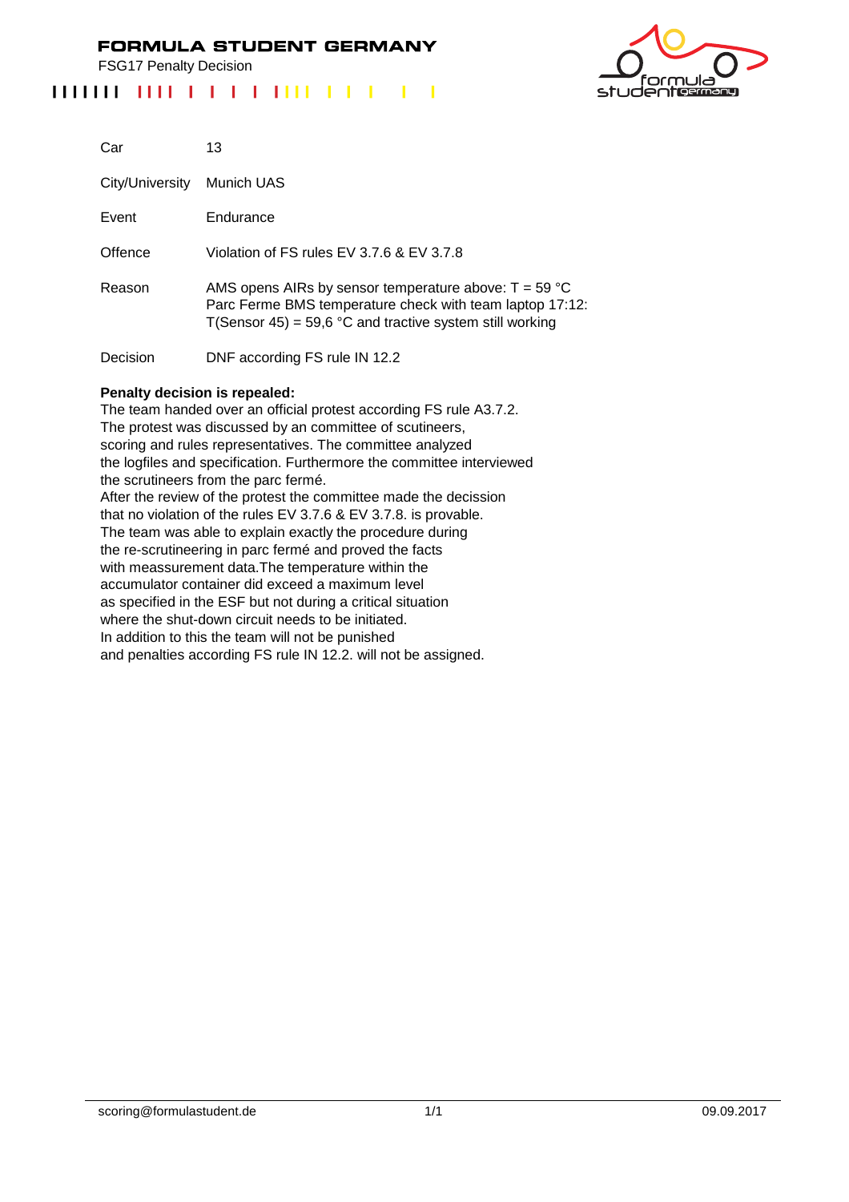# FORMULA STUDENT GERMANY

FSG17 Penalty Decision

| | |
|---|---|
| Car | 13 |
| City/University | Munich UAS |
| Event | Endurance |
| Offence | Violation of FS rules EV 3.7.6 & EV 3.7.8 |
| Reason | AMS opens AIRs by sensor temperature above: T = 59 °C<br>Parc Ferme BMS temperature check with team laptop 17:12:<br>T(Sensor 45) = 59,6 °C and tractive system still working |
| Decision | DNF according FS rule IN 12.2 |

**Penalty decision is repealed:**
The team handed over an official protest according FS rule A3.7.2.
The protest was discussed by an committee of scutineers,
scoring and rules representatives. The committee analyzed
the logfiles and specification. Furthermore the committee interviewed
the scrutineers from the parc fermé.
After the review of the protest the committee made the decission
that no violation of the rules EV 3.7.6 & EV 3.7.8. is provable.
The team was able to explain exactly the procedure during
the re-scrutineering in parc fermé and proved the facts
with meassurement data.The temperature within the
accumulator container did exceed a maximum level
as specified in the ESF but not during a critical situation
where the shut-down circuit needs to be initiated.
In addition to this the team will not be punished
and penalties according FS rule IN 12.2. will not be assigned.

scoring@formulastudent.de 09.09.2017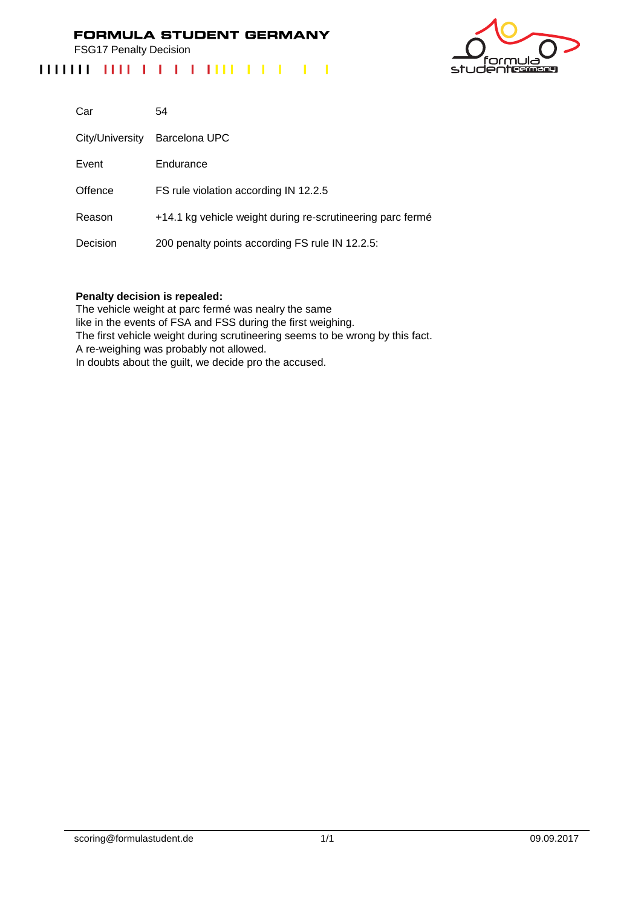# FORMULA STUDENT GERMANY

FSG17 Penalty Decision

| | |
|---|---|
| Car | 54 |
| City/University | Barcelona UPC |
| Event | Endurance |
| Offence | FS rule violation according IN 12.2.5 |
| Reason | +14.1 kg vehicle weight during re-scrutineering parc fermé |
| Decision | 200 penalty points according FS rule IN 12.2.5: |

**Penalty decision is repealed:**

The vehicle weight at parc fermé was nealry the same
like in the events of FSA and FSS during the first weighing.
The first vehicle weight during scrutineering seems to be wrong by this fact.
A re-weighing was probably not allowed.
In doubts about the guilt, we decide pro the accused.

scoring@formulastudent.de 09.09.2017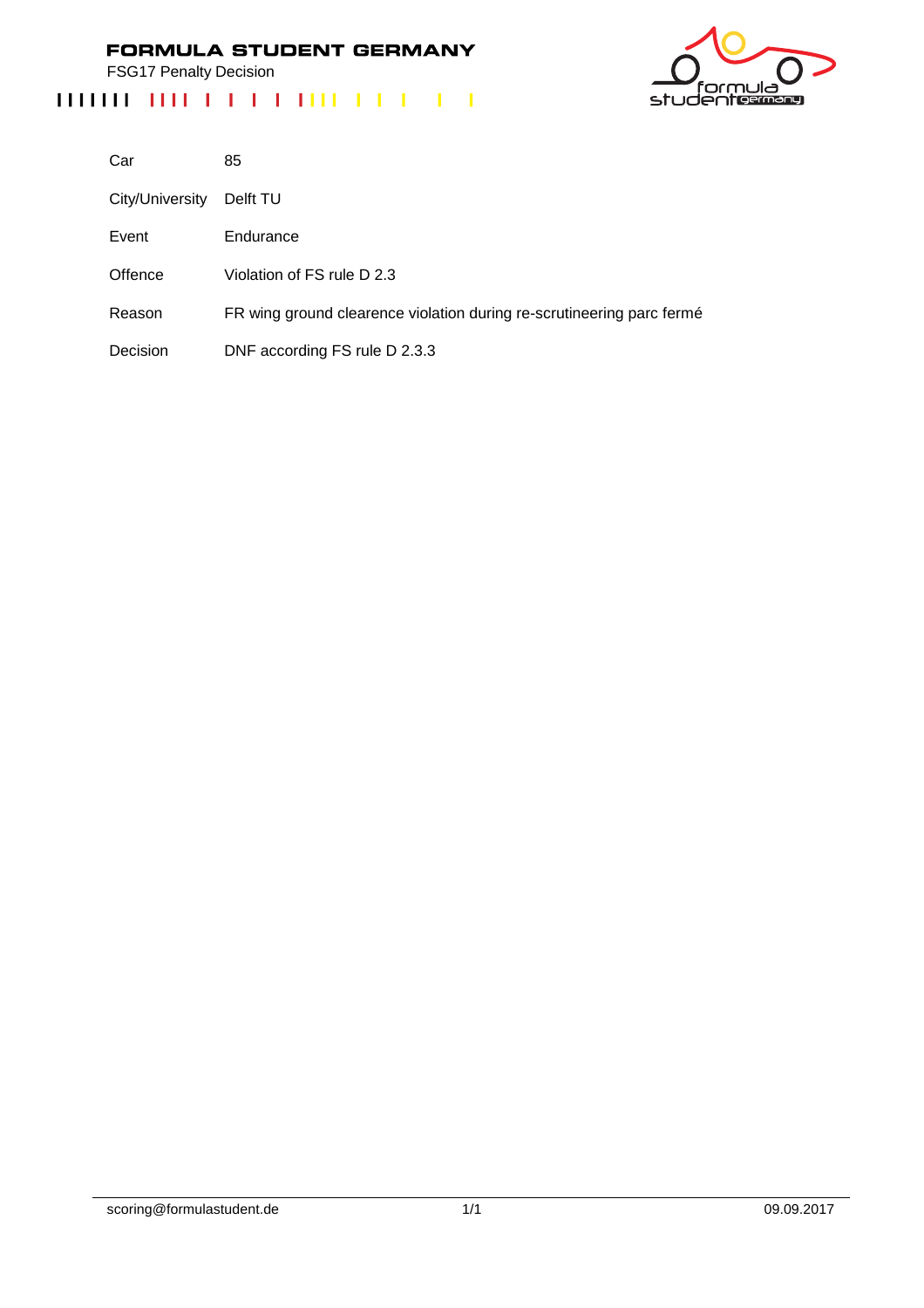# FORMULA STUDENT GERMANY

FSG17 Penalty Decision

| | |
|---|---|
| Car | 85 |
| City/University | Delft TU |
| Event | Endurance |
| Offence | Violation of FS rule D 2.3 |
| Reason | FR wing ground clearence violation during re-scrutineering parc fermé |
| Decision | DNF according FS rule D 2.3.3 |

scoring@formulastudent.de

09.09.2017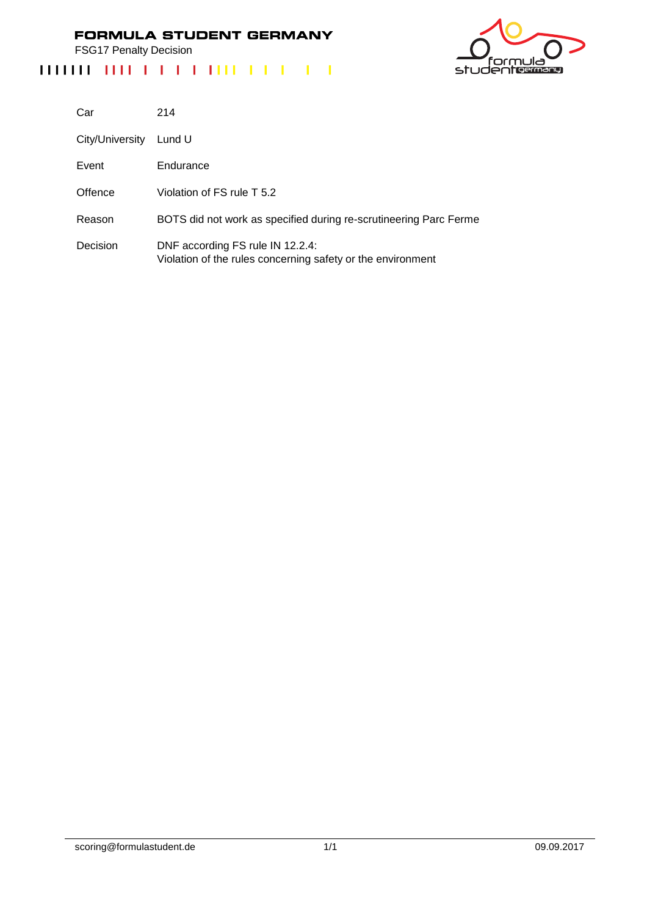# FORMULA STUDENT GERMANY

FSG17 Penalty Decision

| | |
|---|---|
| Car | 214 |
| City/University | Lund U |
| Event | Endurance |
| Offence | Violation of FS rule T 5.2 |
| Reason | BOTS did not work as specified during re-scrutineering Parc Ferme |
| Decision | DNF according FS rule IN 12.2.4:<br>Violation of the rules concerning safety or the environment |

scoring@formulastudent.de

09.09.2017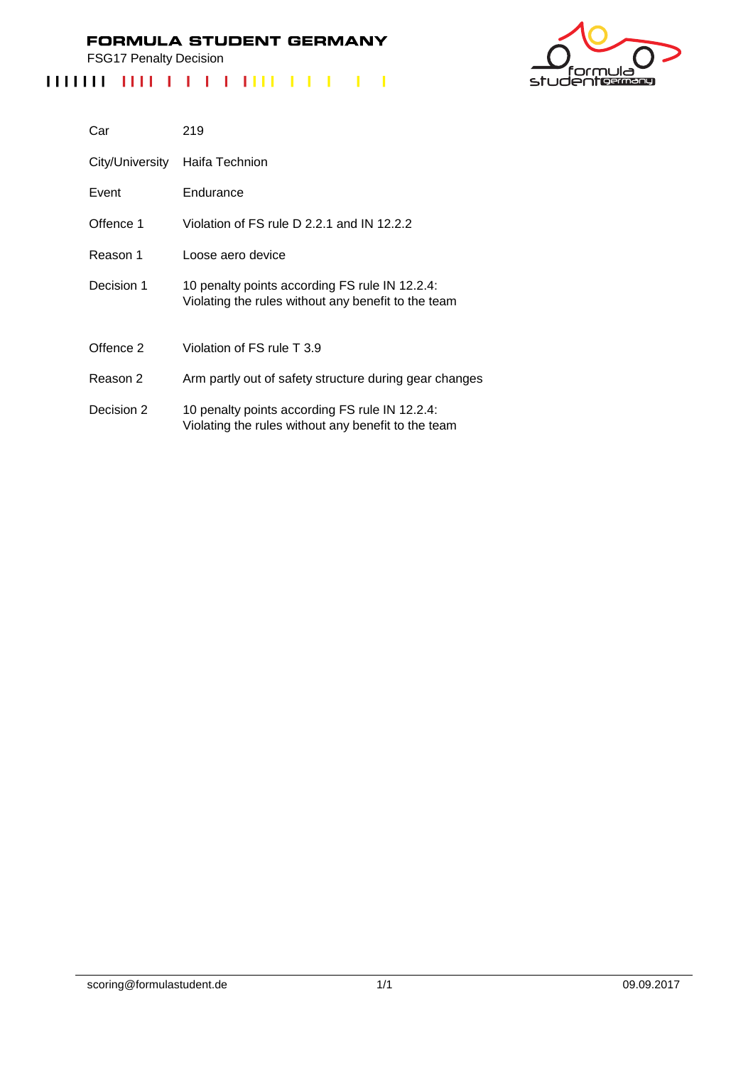# FORMULA STUDENT GERMANY

FSG17 Penalty Decision

| | |
|---|---|
| Car | 219 |
| City/University | Haifa Technion |
| Event | Endurance |
| Offence 1 | Violation of FS rule D 2.2.1 and IN 12.2.2 |
| Reason 1 | Loose aero device |
| Decision 1 | 10 penalty points according FS rule IN 12.2.4: Violating the rules without any benefit to the team |
| Offence 2 | Violation of FS rule T 3.9 |
| Reason 2 | Arm partly out of safety structure during gear changes |
| Decision 2 | 10 penalty points according FS rule IN 12.2.4: Violating the rules without any benefit to the team |

scoring@formulastudent.de

09.09.2017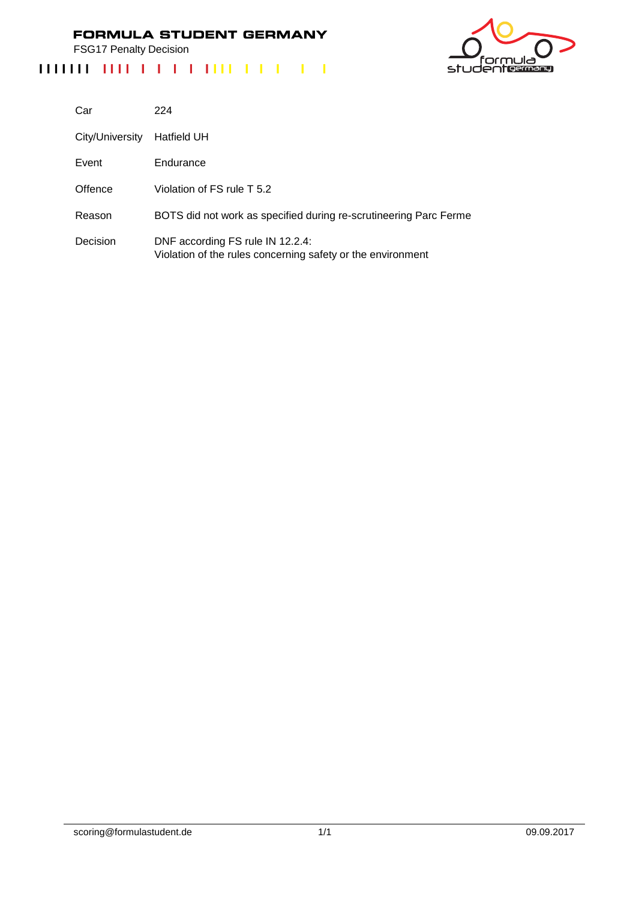# FORMULA STUDENT GERMANY

FSG17 Penalty Decision

| | |
|---|---|
| Car | 224 |
| City/University | Hatfield UH |
| Event | Endurance |
| Offence | Violation of FS rule T 5.2 |
| Reason | BOTS did not work as specified during re-scrutineering Parc Ferme |
| Decision | DNF according FS rule IN 12.2.4: Violation of the rules concerning safety or the environment |

scoring@formulastudent.de 09.09.2017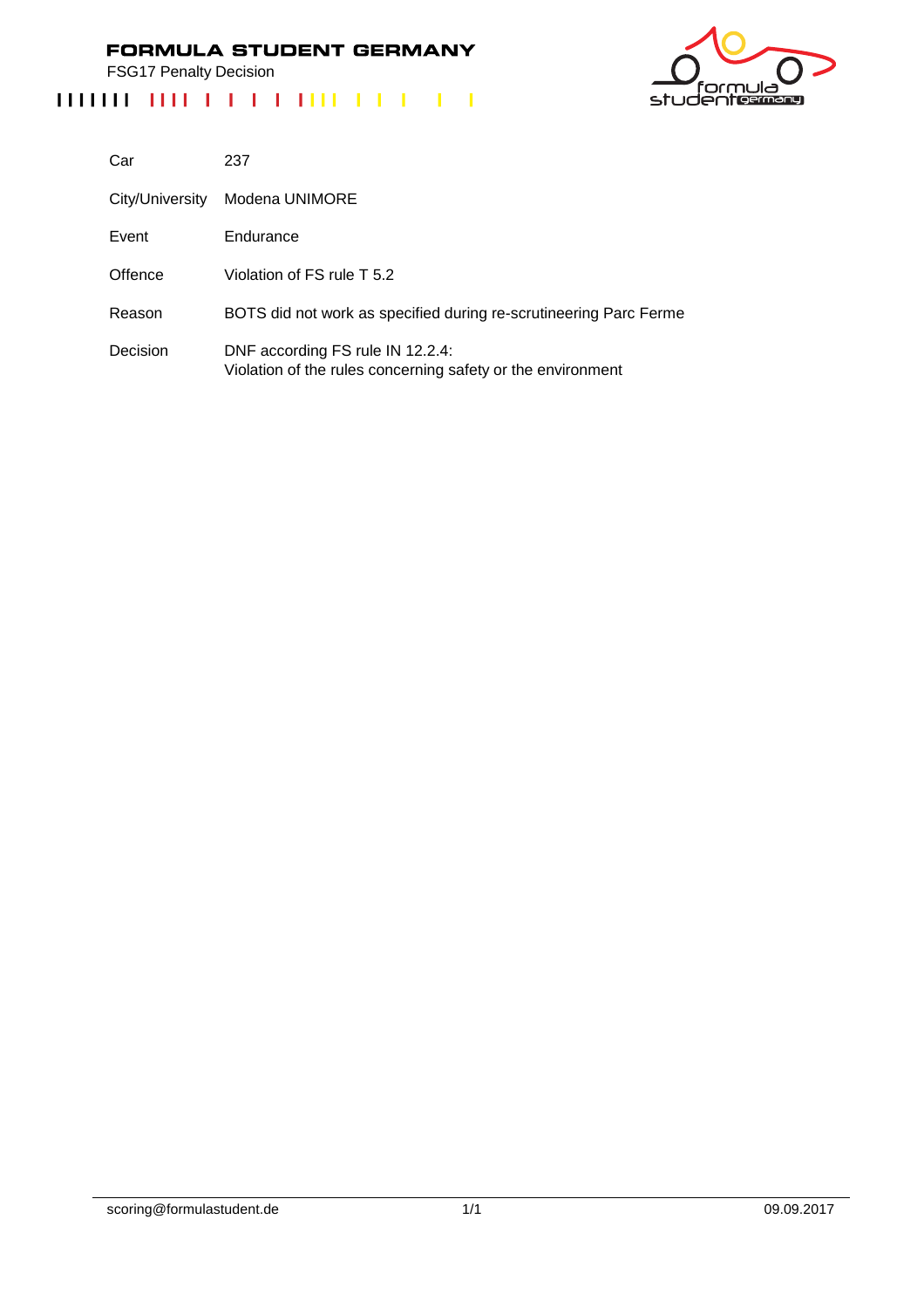# FORMULA STUDENT GERMANY

FSG17 Penalty Decision

| | |
|---|---|
| Car | 237 |
| City/University | Modena UNIMORE |
| Event | Endurance |
| Offence | Violation of FS rule T 5.2 |
| Reason | BOTS did not work as specified during re-scrutineering Parc Ferme |
| Decision | DNF according FS rule IN 12.2.4:<br>Violation of the rules concerning safety or the environment |

scoring@formulastudent.de 09.09.2017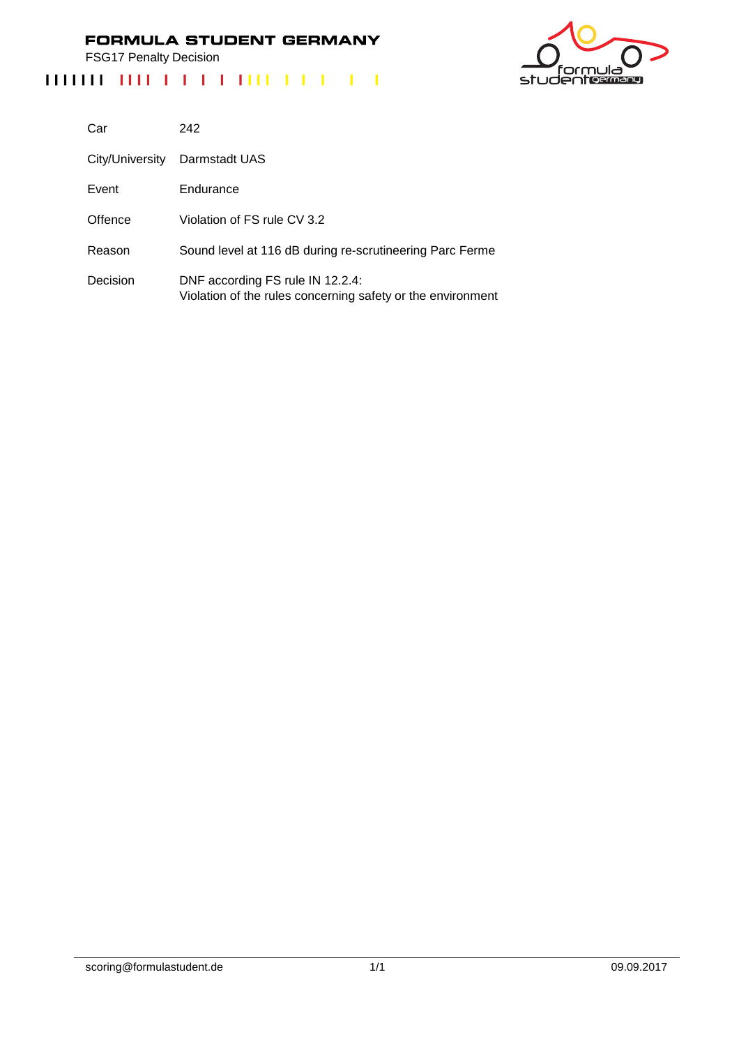# FORMULA STUDENT GERMANY

FSG17 Penalty Decision

| | |
|---|---|
| Car | 242 |
| City/University | Darmstadt UAS |
| Event | Endurance |
| Offence | Violation of FS rule CV 3.2 |
| Reason | Sound level at 116 dB during re-scrutineering Parc Ferme |
| Decision | DNF according FS rule IN 12.2.4:<br>Violation of the rules concerning safety or the environment |

scoring@formulastudent.de

09.09.2017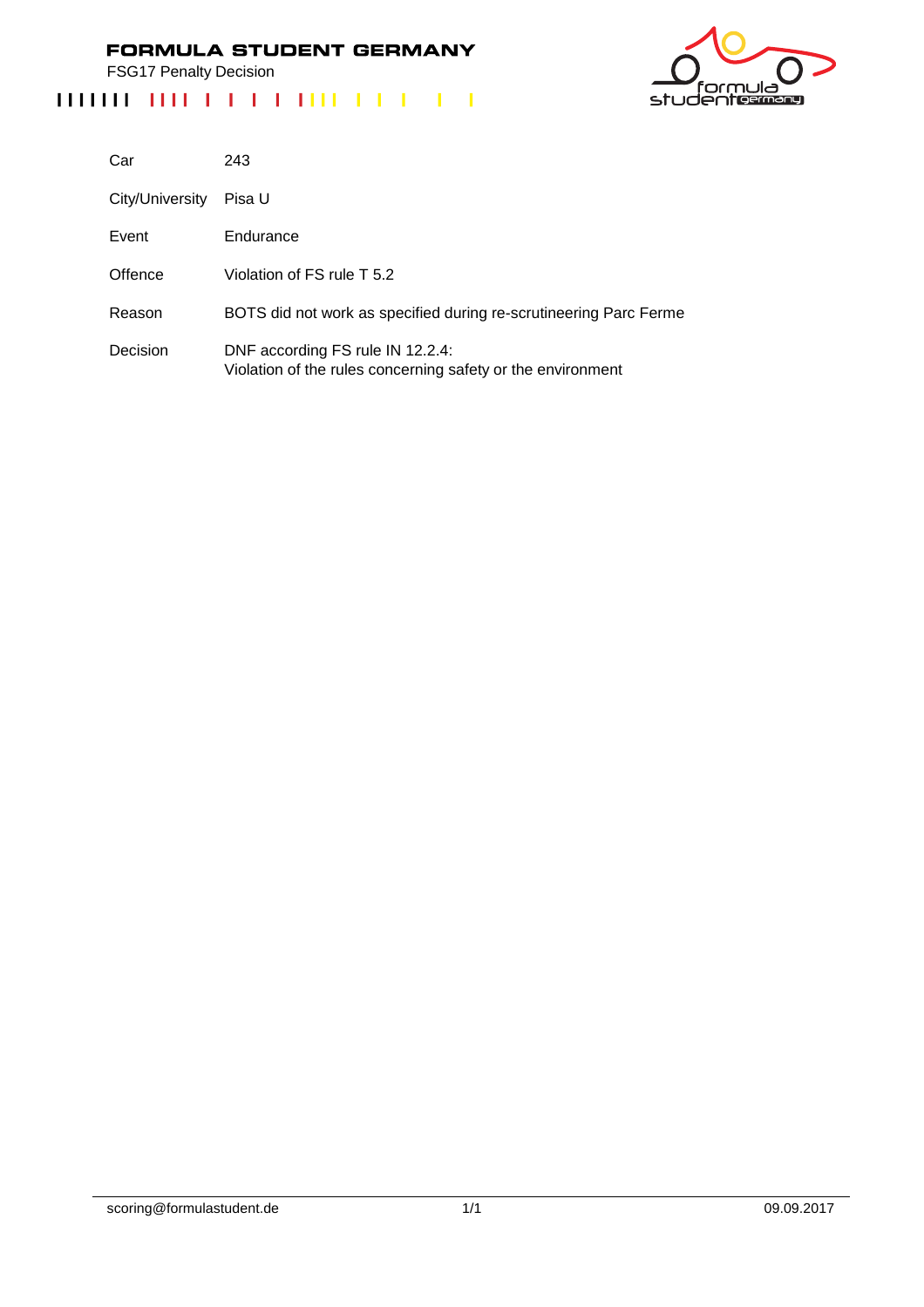# FORMULA STUDENT GERMANY

FSG17 Penalty Decision

| | |
|---|---|
| Car | 243 |
| City/University | Pisa U |
| Event | Endurance |
| Offence | Violation of FS rule T 5.2 |
| Reason | BOTS did not work as specified during re-scrutineering Parc Ferme |
| Decision | DNF according FS rule IN 12.2.4:<br>Violation of the rules concerning safety or the environment |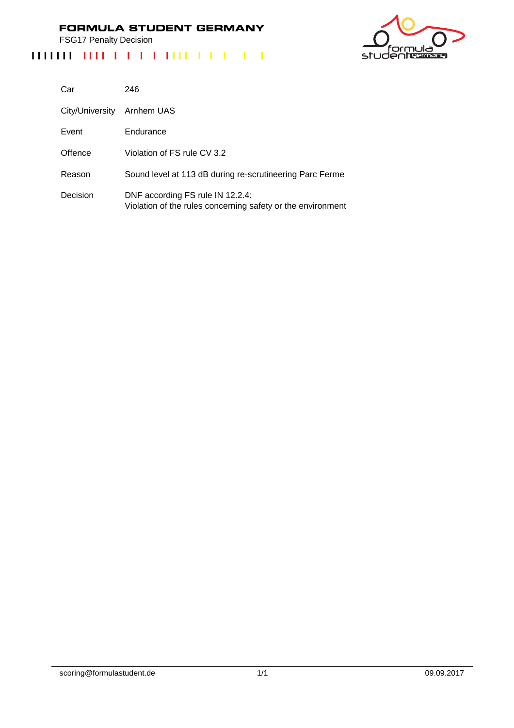# FORMULA STUDENT GERMANY

FSG17 Penalty Decision

| | |
|---|---|
| Car | 246 |
| City/University | Arnhem UAS |
| Event | Endurance |
| Offence | Violation of FS rule CV 3.2 |
| Reason | Sound level at 113 dB during re-scrutineering Parc Ferme |
| Decision | DNF according FS rule IN 12.2.4:<br>Violation of the rules concerning safety or the environment |

scoring@formulastudent.de

09.09.2017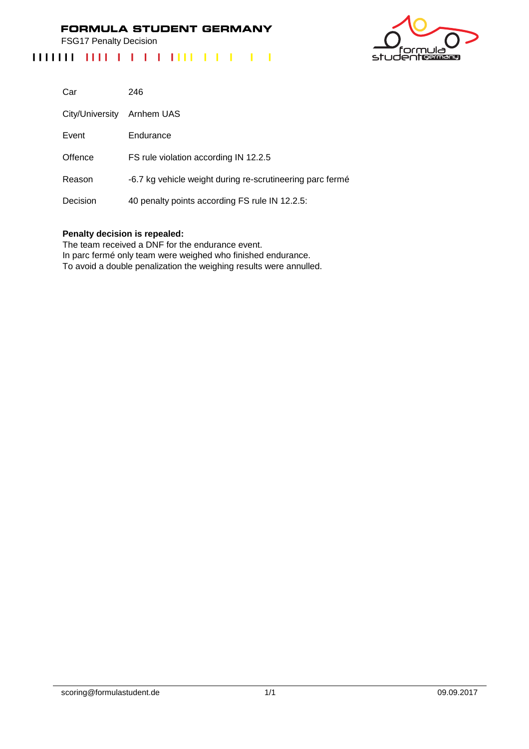# FORMULA STUDENT GERMANY

FSG17 Penalty Decision

| | |
|---|---|
| Car | 246 |
| City/University | Arnhem UAS |
| Event | Endurance |
| Offence | FS rule violation according IN 12.2.5 |
| Reason | -6.7 kg vehicle weight during re-scrutineering parc fermé |
| Decision | 40 penalty points according FS rule IN 12.2.5: |

**Penalty decision is repealed:**
The team received a DNF for the endurance event.
In parc fermé only team were weighed who finished endurance.
To avoid a double penalization the weighing results were annulled.

scoring@formulastudent.de 09.09.2017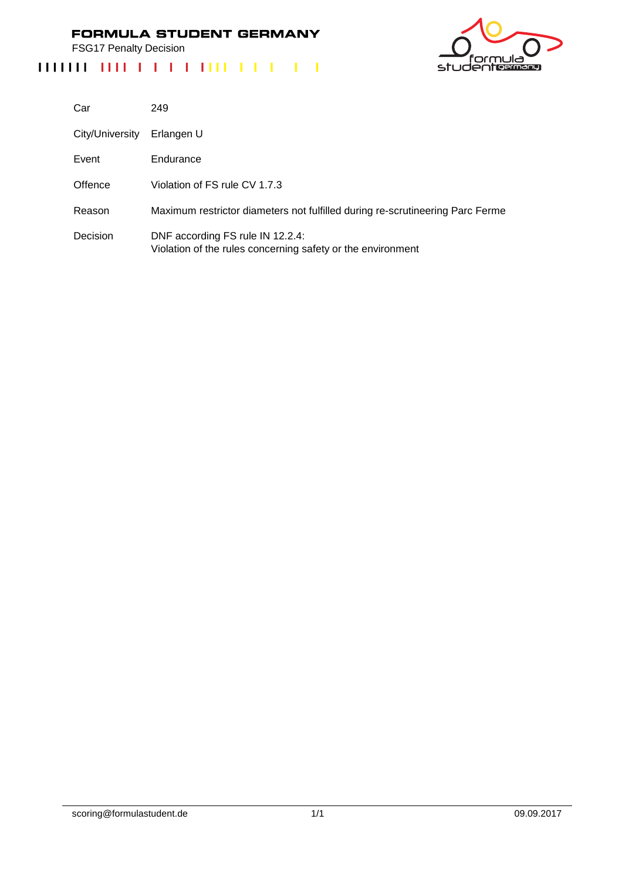# FORMULA STUDENT GERMANY

FSG17 Penalty Decision

| | |
|---|---|
| Car | 249 |
| City/University | Erlangen U |
| Event | Endurance |
| Offence | Violation of FS rule CV 1.7.3 |
| Reason | Maximum restrictor diameters not fulfilled during re-scrutineering Parc Ferme |
| Decision | DNF according FS rule IN 12.2.4:<br>Violation of the rules concerning safety or the environment |

scoring@formulastudent.de

09.09.2017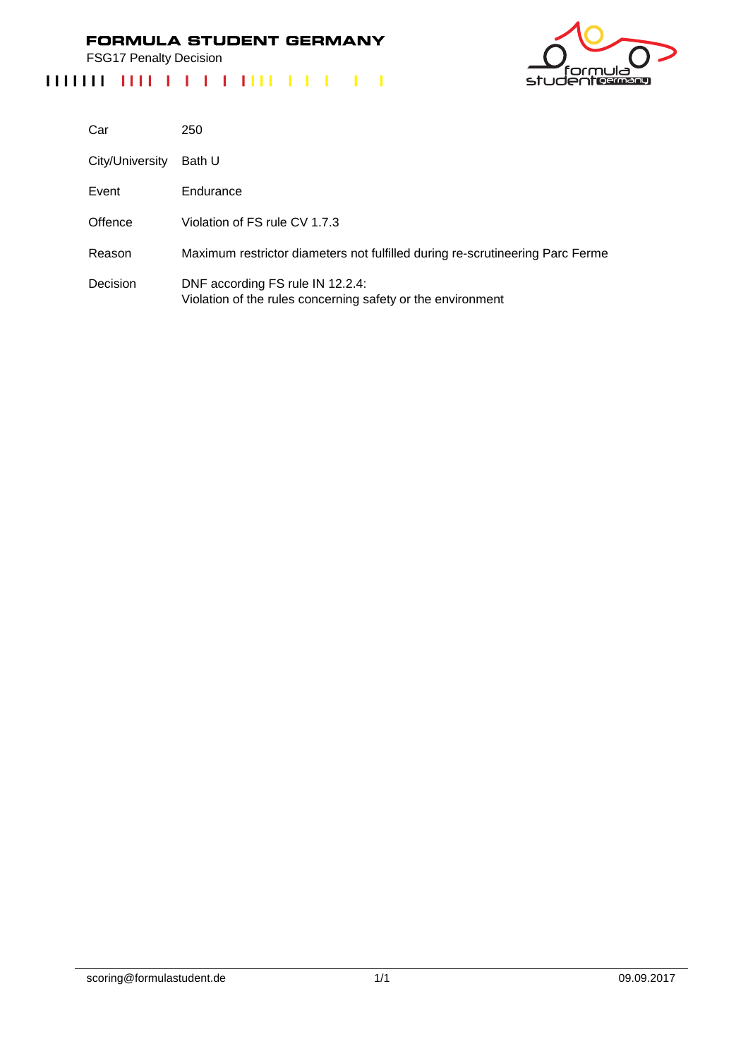# FORMULA STUDENT GERMANY

FSG17 Penalty Decision

| | |
|---|---|
| Car | 250 |
| City/University | Bath U |
| Event | Endurance |
| Offence | Violation of FS rule CV 1.7.3 |
| Reason | Maximum restrictor diameters not fulfilled during re-scrutineering Parc Ferme |
| Decision | DNF according FS rule IN 12.2.4:<br>Violation of the rules concerning safety or the environment |

scoring@formulastudent.de 09.09.2017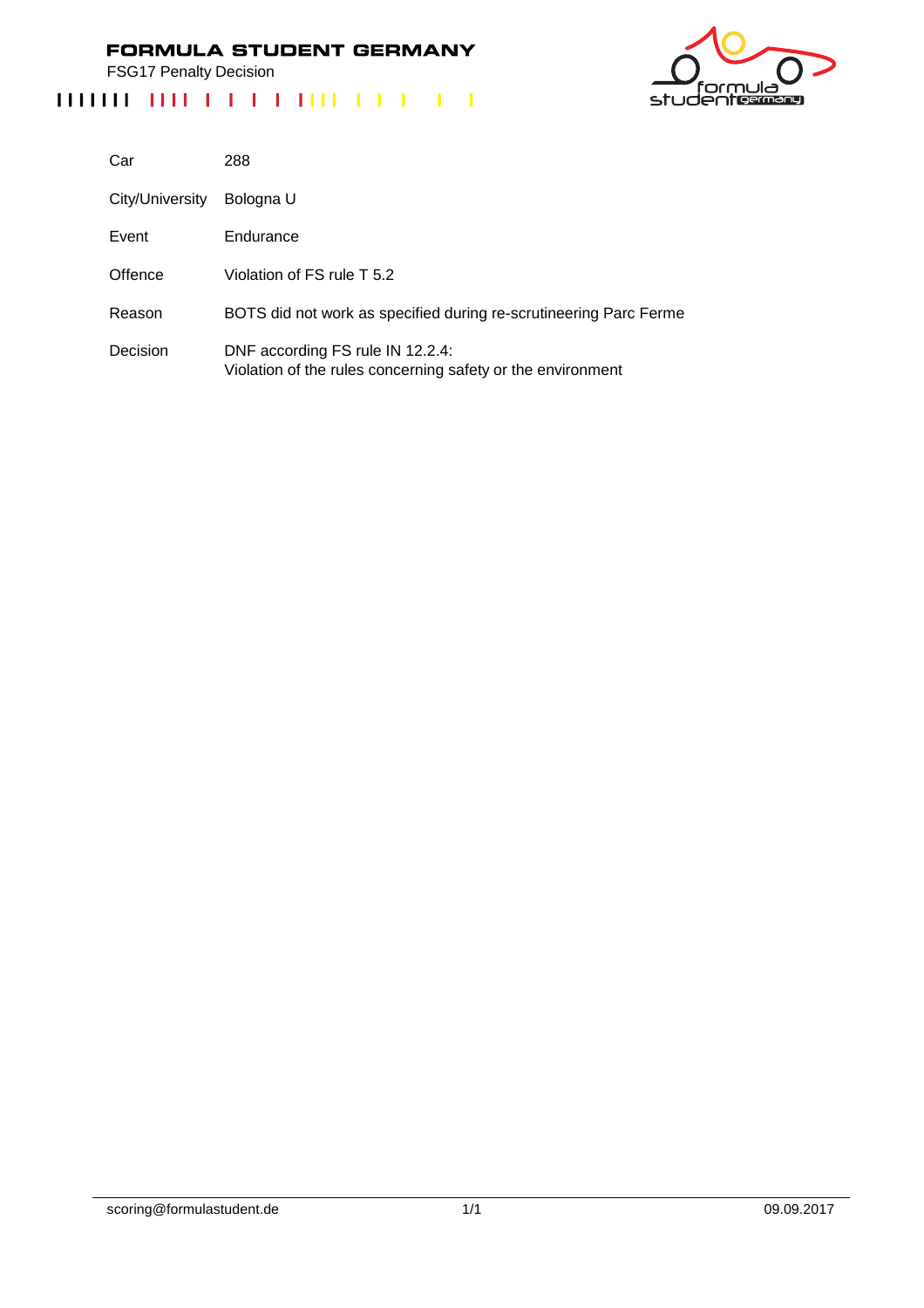# FORMULA STUDENT GERMANY

FSG17 Penalty Decision

| | |
|---|---|
| Car | 288 |
| City/University | Bologna U |
| Event | Endurance |
| Offence | Violation of FS rule T 5.2 |
| Reason | BOTS did not work as specified during re-scrutineering Parc Ferme |
| Decision | DNF according FS rule IN 12.2.4:<br>Violation of the rules concerning safety or the environment |

scoring@formulastudent.de

09.09.2017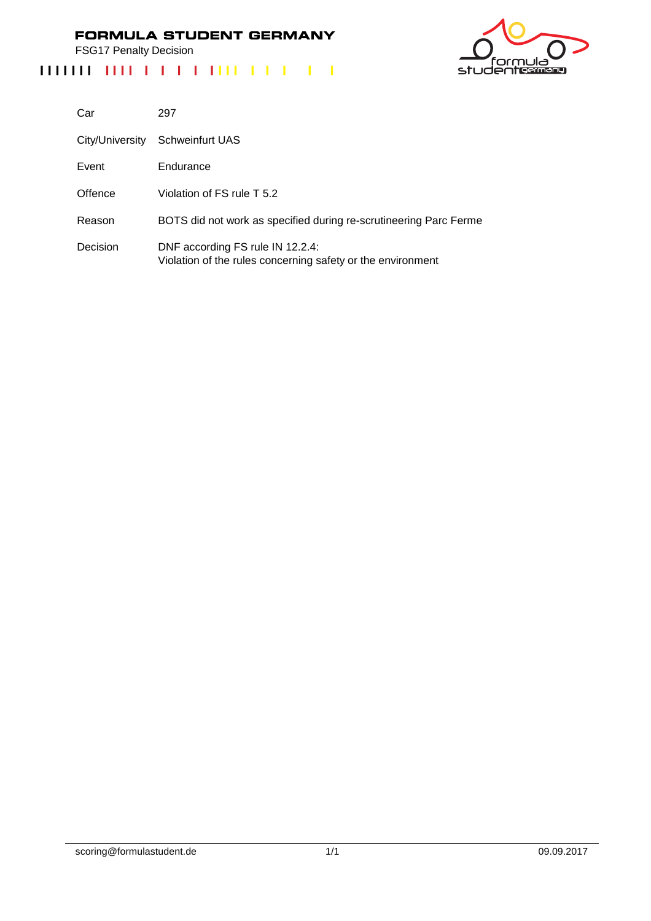# FORMULA STUDENT GERMANY

FSG17 Penalty Decision

| | |
|---|---|
| Car | 297 |
| City/University | Schweinfurt UAS |
| Event | Endurance |
| Offence | Violation of FS rule T 5.2 |
| Reason | BOTS did not work as specified during re-scrutineering Parc Ferme |
| Decision | DNF according FS rule IN 12.2.4:<br>Violation of the rules concerning safety or the environment |

scoring@formulastudent.de

09.09.2017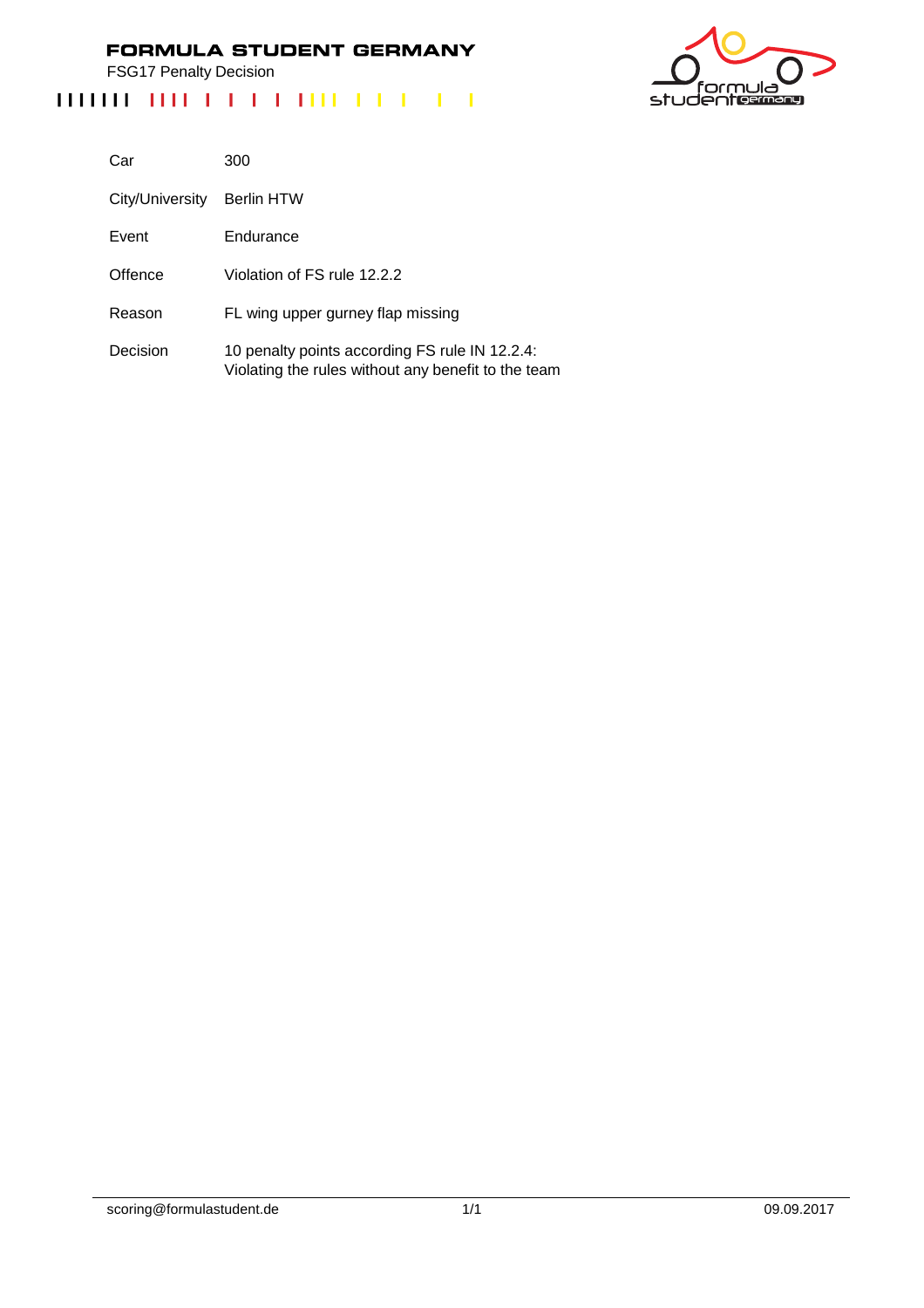# FORMULA STUDENT GERMANY

FSG17 Penalty Decision

| | |
|---|---|
| Car | 300 |
| City/University | Berlin HTW |
| Event | Endurance |
| Offence | Violation of FS rule 12.2.2 |
| Reason | FL wing upper gurney flap missing |
| Decision | 10 penalty points according FS rule IN 12.2.4: Violating the rules without any benefit to the team |

scoring@formulastudent.de

09.09.2017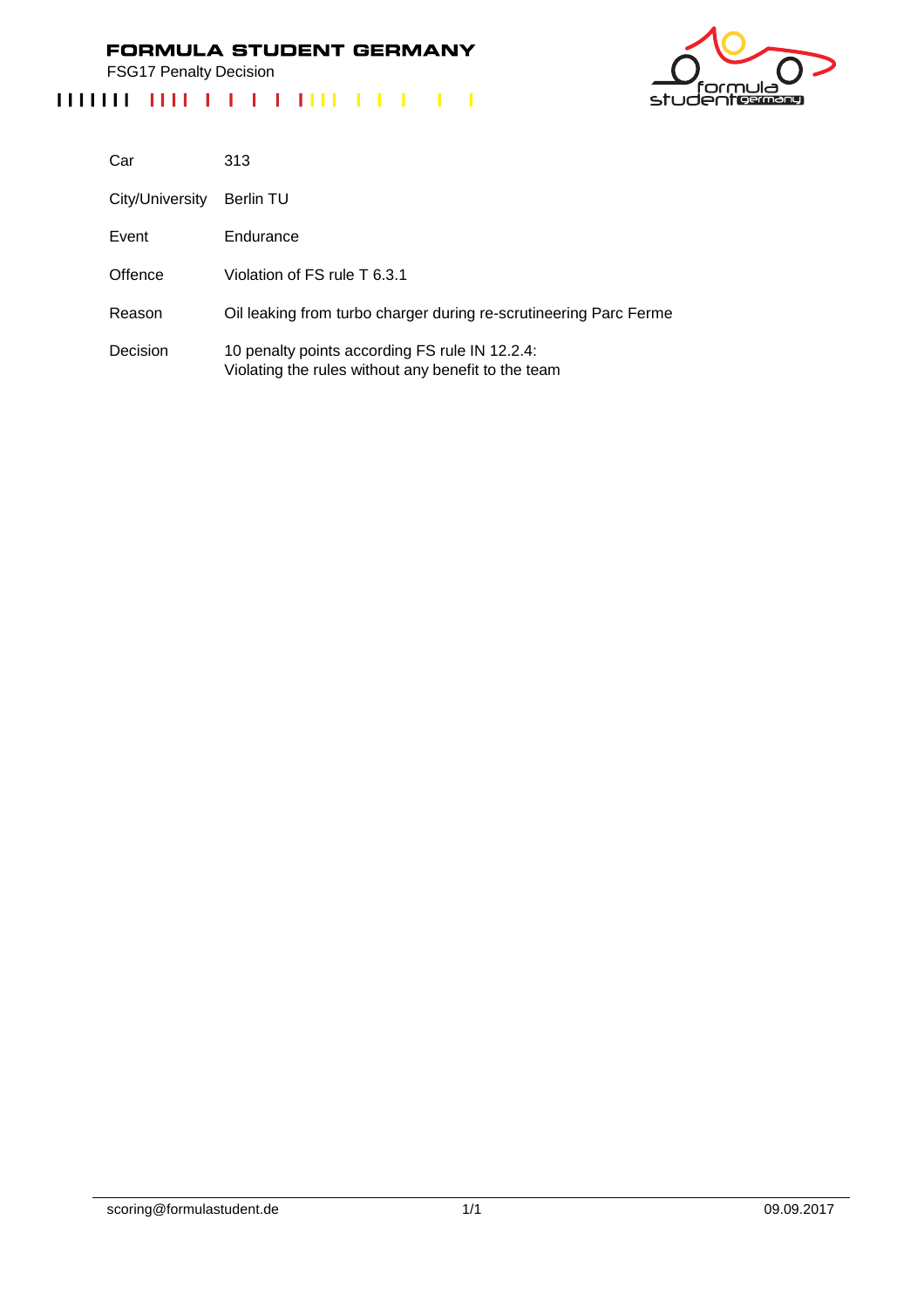# FORMULA STUDENT GERMANY

FSG17 Penalty Decision

| | |
|---|---|
| Car | 313 |
| City/University | Berlin TU |
| Event | Endurance |
| Offence | Violation of FS rule T 6.3.1 |
| Reason | Oil leaking from turbo charger during re-scrutineering Parc Ferme |
| Decision | 10 penalty points according FS rule IN 12.2.4:<br>Violating the rules without any benefit to the team |

scoring@formulastudent.de

09.09.2017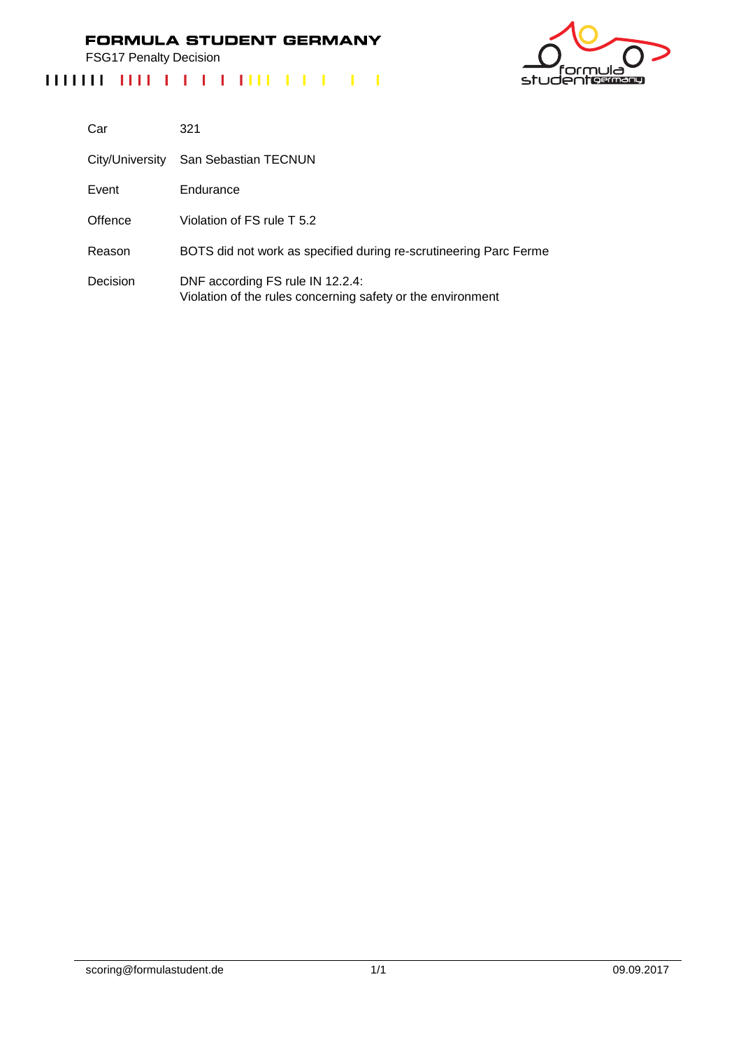**FORMULA STUDENT GERMANY**

FSG17 Penalty Decision

| | |
|---|---|
| Car | 321 |
| City/University | San Sebastian TECNUN |
| Event | Endurance |
| Offence | Violation of FS rule T 5.2 |
| Reason | BOTS did not work as specified during re-scrutineering Parc Ferme |
| Decision | DNF according FS rule IN 12.2.4:<br>Violation of the rules concerning safety or the environment |

scoring@formulastudent.de

09.09.2017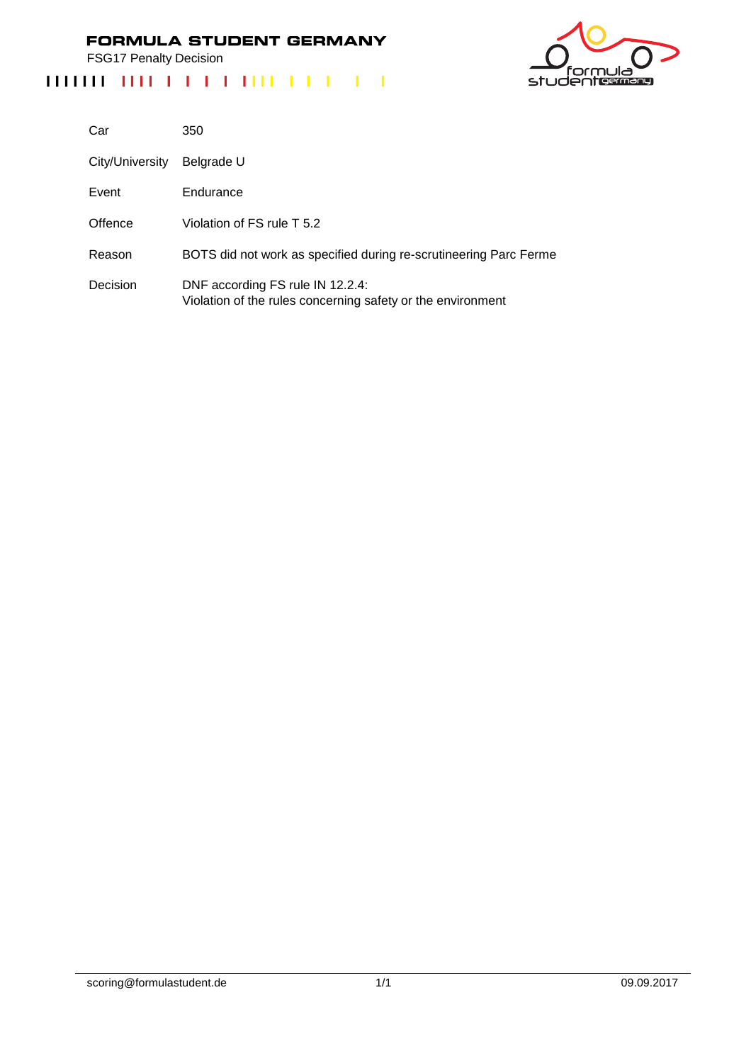# FORMULA STUDENT GERMANY

FSG17 Penalty Decision

| | |
|---|---|
| Car | 350 |
| City/University | Belgrade U |
| Event | Endurance |
| Offence | Violation of FS rule T 5.2 |
| Reason | BOTS did not work as specified during re-scrutineering Parc Ferme |
| Decision | DNF according FS rule IN 12.2.4: Violation of the rules concerning safety or the environment |

scoring@formulastudent.de

09.09.2017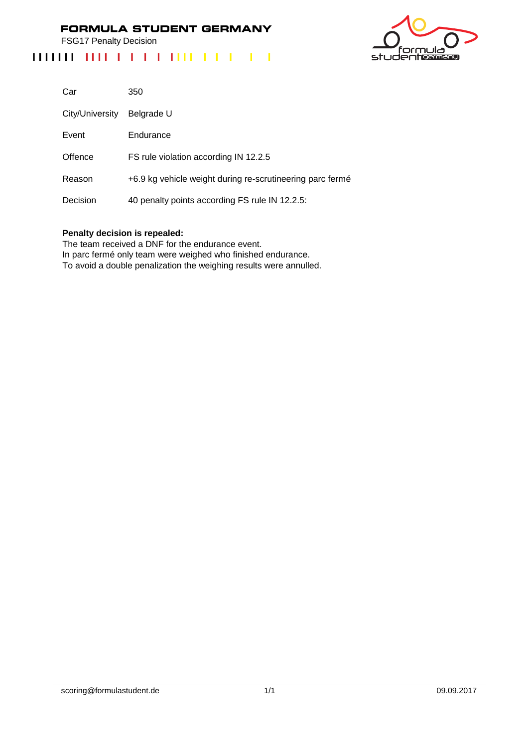# FORMULA STUDENT GERMANY

FSG17 Penalty Decision

| | |
|---|---|
| Car | 350 |
| City/University | Belgrade U |
| Event | Endurance |
| Offence | FS rule violation according IN 12.2.5 |
| Reason | +6.9 kg vehicle weight during re-scrutineering parc fermé |
| Decision | 40 penalty points according FS rule IN 12.2.5: |

**Penalty decision is repealed:**
The team received a DNF for the endurance event.
In parc fermé only team were weighed who finished endurance.
To avoid a double penalization the weighing results were annulled.

scoring@formulastudent.de 09.09.2017